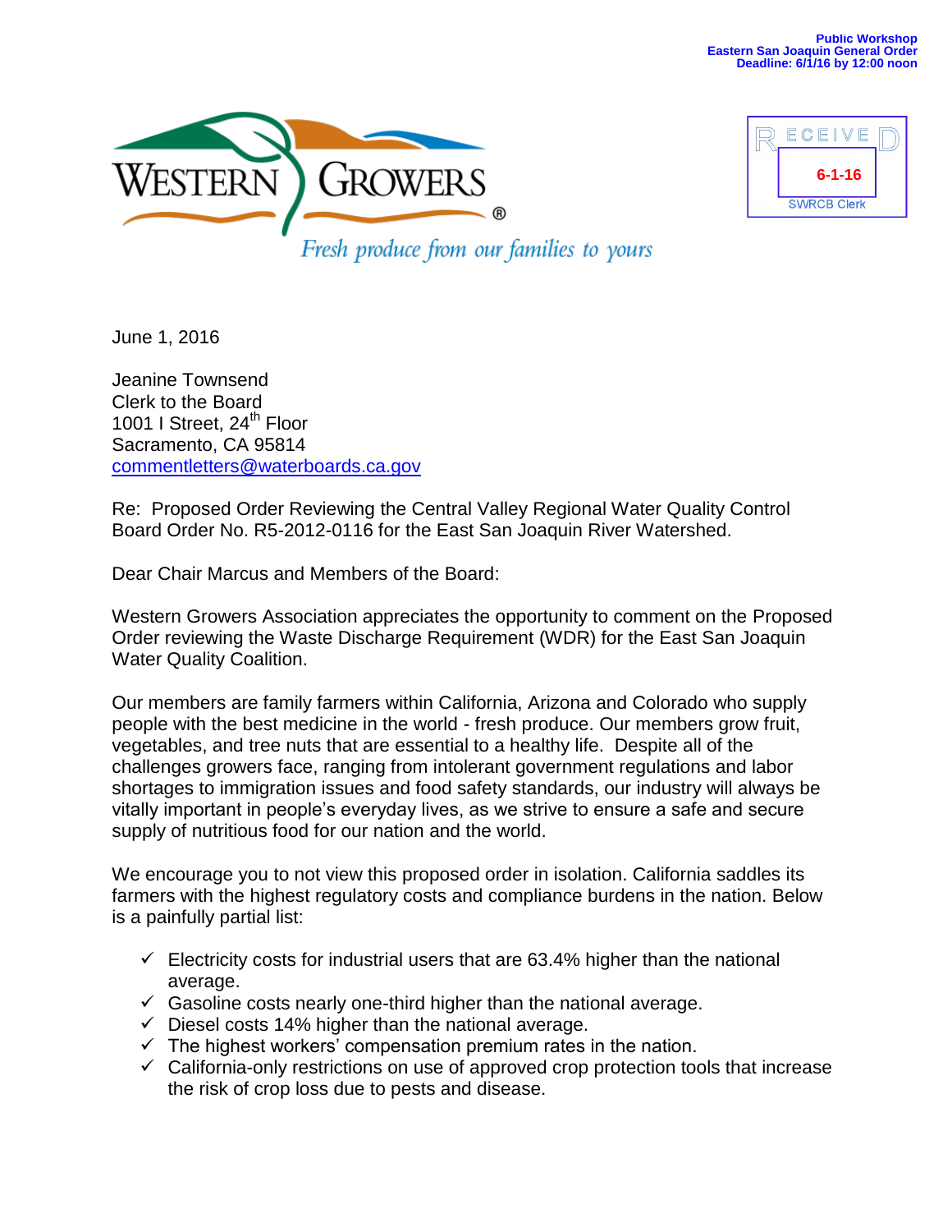**Public Workshop**
**Eastern San Joaquin General Order**
**Deadline: 6/1/16 by 12:00 noon**

WESTERN GROWERS®

*Fresh produce from our families to yours*

RECEIVED
6-1-16
SWRCB Clerk

June 1, 2016

Jeanine Townsend
Clerk to the Board
1001 I Street, 24th Floor
Sacramento, CA 95814
commentletters@waterboards.ca.gov

Re: Proposed Order Reviewing the Central Valley Regional Water Quality Control Board Order No. R5-2012-0116 for the East San Joaquin River Watershed.

Dear Chair Marcus and Members of the Board:

Western Growers Association appreciates the opportunity to comment on the Proposed Order reviewing the Waste Discharge Requirement (WDR) for the East San Joaquin Water Quality Coalition.

Our members are family farmers within California, Arizona and Colorado who supply people with the best medicine in the world - fresh produce. Our members grow fruit, vegetables, and tree nuts that are essential to a healthy life. Despite all of the challenges growers face, ranging from intolerant government regulations and labor shortages to immigration issues and food safety standards, our industry will always be vitally important in people's everyday lives, as we strive to ensure a safe and secure supply of nutritious food for our nation and the world.

We encourage you to not view this proposed order in isolation. California saddles its farmers with the highest regulatory costs and compliance burdens in the nation. Below is a painfully partial list:

- ✓ Electricity costs for industrial users that are 63.4% higher than the national average.
- ✓ Gasoline costs nearly one-third higher than the national average.
- ✓ Diesel costs 14% higher than the national average.
- ✓ The highest workers' compensation premium rates in the nation.
- ✓ California-only restrictions on use of approved crop protection tools that increase the risk of crop loss due to pests and disease.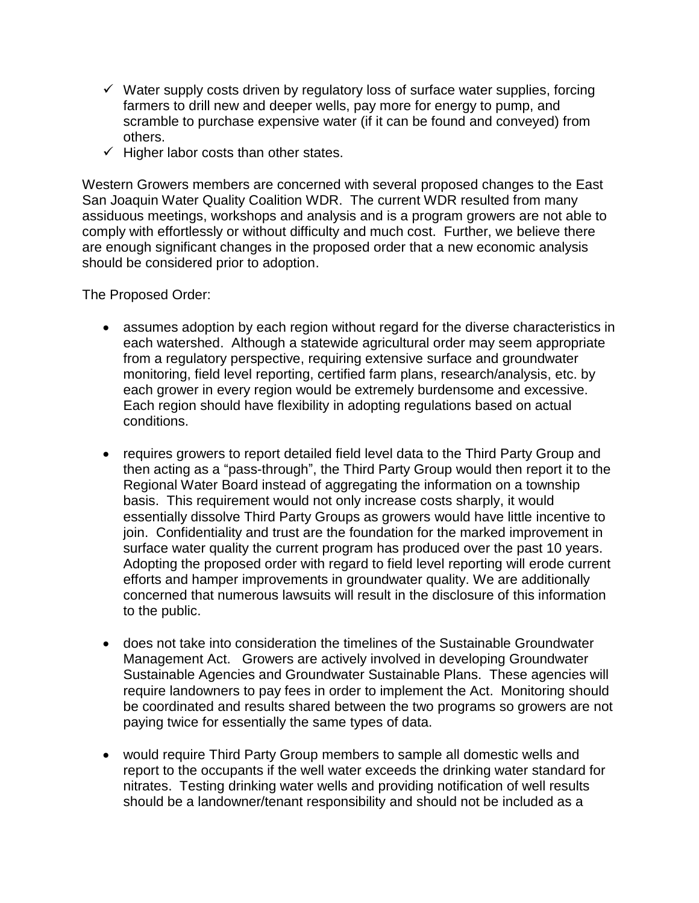- ✓ Water supply costs driven by regulatory loss of surface water supplies, forcing farmers to drill new and deeper wells, pay more for energy to pump, and scramble to purchase expensive water (if it can be found and conveyed) from others.
- ✓ Higher labor costs than other states.

Western Growers members are concerned with several proposed changes to the East San Joaquin Water Quality Coalition WDR. The current WDR resulted from many assiduous meetings, workshops and analysis and is a program growers are not able to comply with effortlessly or without difficulty and much cost. Further, we believe there are enough significant changes in the proposed order that a new economic analysis should be considered prior to adoption.

The Proposed Order:

- assumes adoption by each region without regard for the diverse characteristics in each watershed. Although a statewide agricultural order may seem appropriate from a regulatory perspective, requiring extensive surface and groundwater monitoring, field level reporting, certified farm plans, research/analysis, etc. by each grower in every region would be extremely burdensome and excessive. Each region should have flexibility in adopting regulations based on actual conditions.

- requires growers to report detailed field level data to the Third Party Group and then acting as a "pass-through", the Third Party Group would then report it to the Regional Water Board instead of aggregating the information on a township basis. This requirement would not only increase costs sharply, it would essentially dissolve Third Party Groups as growers would have little incentive to join. Confidentiality and trust are the foundation for the marked improvement in surface water quality the current program has produced over the past 10 years. Adopting the proposed order with regard to field level reporting will erode current efforts and hamper improvements in groundwater quality. We are additionally concerned that numerous lawsuits will result in the disclosure of this information to the public.

- does not take into consideration the timelines of the Sustainable Groundwater Management Act. Growers are actively involved in developing Groundwater Sustainable Agencies and Groundwater Sustainable Plans. These agencies will require landowners to pay fees in order to implement the Act. Monitoring should be coordinated and results shared between the two programs so growers are not paying twice for essentially the same types of data.

- would require Third Party Group members to sample all domestic wells and report to the occupants if the well water exceeds the drinking water standard for nitrates. Testing drinking water wells and providing notification of well results should be a landowner/tenant responsibility and should not be included as a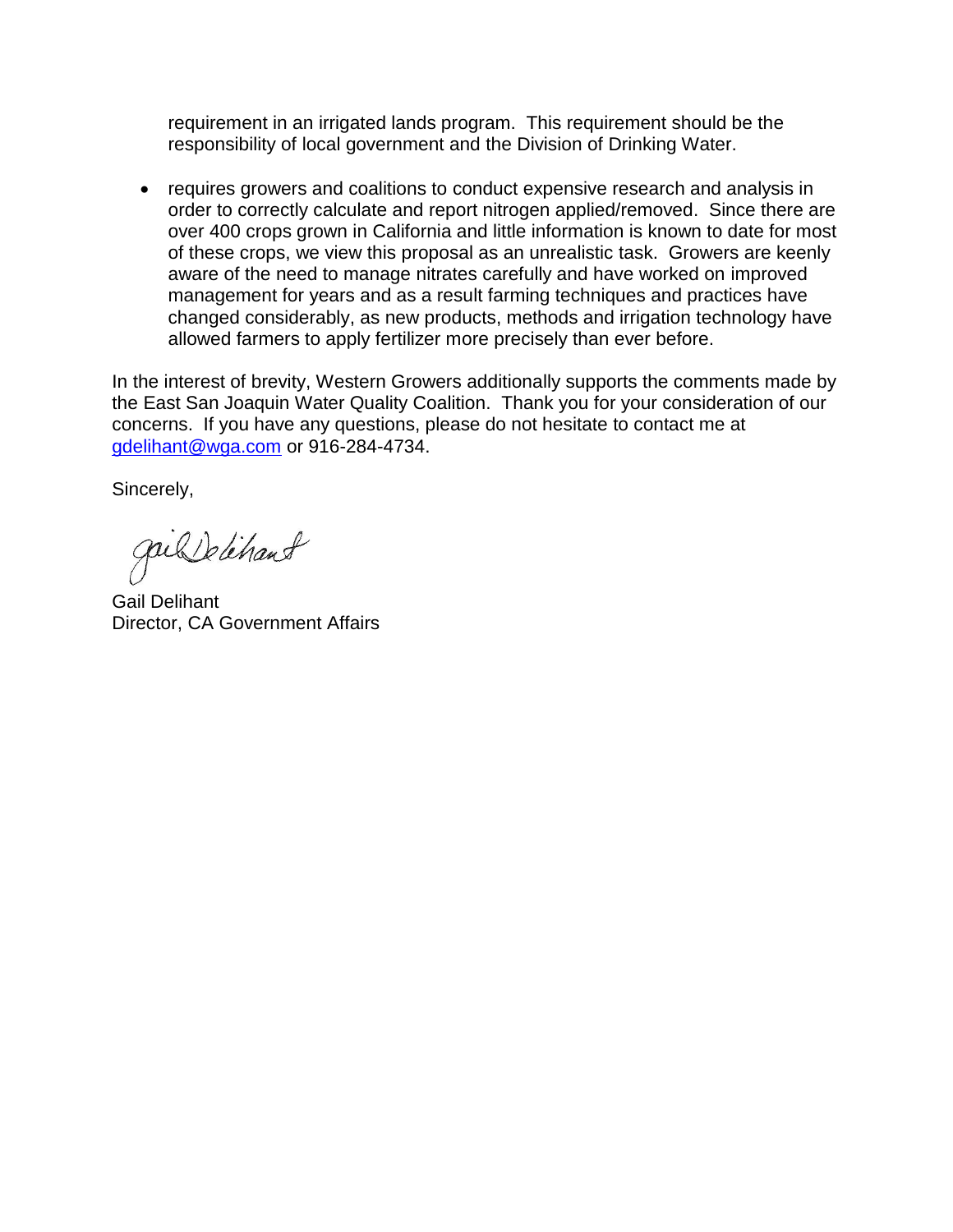requirement in an irrigated lands program. This requirement should be the responsibility of local government and the Division of Drinking Water.

- requires growers and coalitions to conduct expensive research and analysis in order to correctly calculate and report nitrogen applied/removed. Since there are over 400 crops grown in California and little information is known to date for most of these crops, we view this proposal as an unrealistic task. Growers are keenly aware of the need to manage nitrates carefully and have worked on improved management for years and as a result farming techniques and practices have changed considerably, as new products, methods and irrigation technology have allowed farmers to apply fertilizer more precisely than ever before.

In the interest of brevity, Western Growers additionally supports the comments made by the East San Joaquin Water Quality Coalition. Thank you for your consideration of our concerns. If you have any questions, please do not hesitate to contact me at gdelihant@wga.com or 916-284-4734.

Sincerely,

Gail Delihant

Gail Delihant
Director, CA Government Affairs